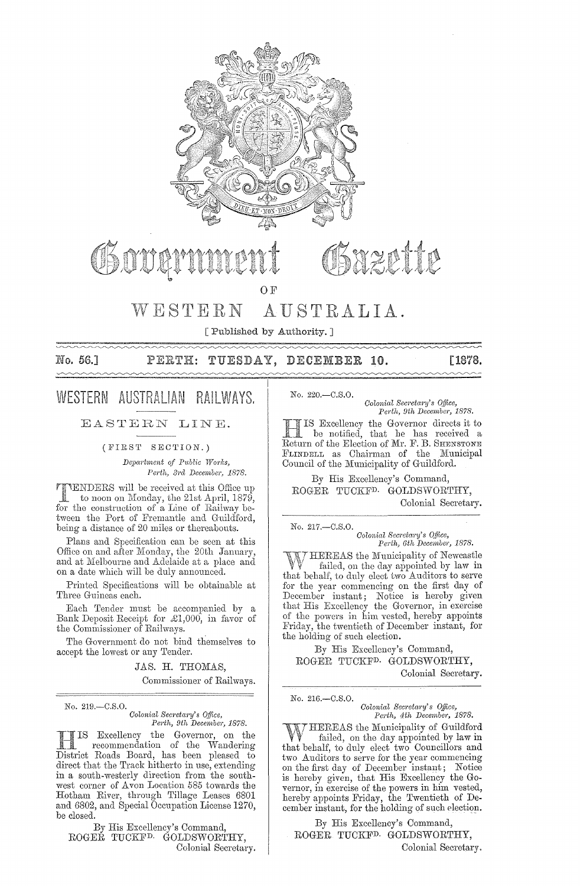# Government Gazette

# OF

# WESTERN AUSTRALIA.

[ Published by Authority. ]

**No. 56.] PERTH: TUESDAY, DECEMBER 10. [1878.**

## WESTERN AUSTRALIAN RAILWAYS.

### EASTERN LINE.

(FIRST SECTION.)

*Department of Public Works,*
*Perth, 3rd December, 1878.*

TENDERS will be received at this Office up to noon on Monday, the 21st April, 1879, for the construction of a Line of Railway between the Port of Fremantle and Guildford, being a distance of 20 miles or thereabouts.

Plans and Specification can be seen at this Office on and after Monday, the 20th January, and at Melbourne and Adelaide at a place and on a date which will be duly announced.

Printed Specifications will be obtainable at Three Guineas each.

Each Tender must be accompanied by a Bank Deposit Receipt for £1,000, in favor of the Commissioner of Railways.

The Government do not bind themselves to accept the lowest or any Tender.

JAS. H. THOMAS,
Commissioner of Railways.

---

No. 219.—C.S.O.

*Colonial Secretary's Office,*
*Perth, 9th December, 1878.*

HIS Excellency the Governor, on the recommendation of the Wandering District Roads Board, has been pleased to direct that the Track hitherto in use, extending in a south-westerly direction from the south-west corner of Avon Location 585 towards the Hotham River, through Tillage Leases 6801 and 6802, and Special Occupation License 1270, be closed.

By His Excellency's Command,
ROGER TUCKFD. GOLDSWORTHY,
Colonial Secretary.

---

No. 220.—C.S.O.

*Colonial Secretary's Office,*
*Perth, 9th December, 1878.*

HIS Excellency the Governor directs it to be notified, that he has received a Return of the Election of Mr. F. B. SHENSTONE FLINDELL as Chairman of the Municipal Council of the Municipality of Guildford.

By His Excellency's Command,
ROGER TUCKFD. GOLDSWORTHY,
Colonial Secretary.

---

No. 217.—C.S.O.

*Colonial Secretary's Office,*
*Perth, 6th December, 1878.*

WHEREAS the Municipality of Newcastle failed, on the day appointed by law in that behalf, to duly elect two Auditors to serve for the year commencing on the first day of December instant; Notice is hereby given that His Excellency the Governor, in exercise of the powers in him vested, hereby appoints Friday, the twentieth of December instant, for the holding of such election.

By His Excellency's Command,
ROGER TUCKFD. GOLDSWORTHY,
Colonial Secretary.

---

No. 216.—C.S.O.

*Colonial Secretary's Office,*
*Perth, 4th December, 1878.*

WHEREAS the Municipality of Guildford failed, on the day appointed by law in that behalf, to duly elect two Councillors and two Auditors to serve for the year commencing on the first day of December instant; Notice is hereby given, that His Excellency the Governor, in exercise of the powers in him vested, hereby appoints Friday, the Twentieth of December instant, for the holding of such election.

By His Excellency's Command,
ROGER TUCKFD. GOLDSWORTHY,
Colonial Secretary.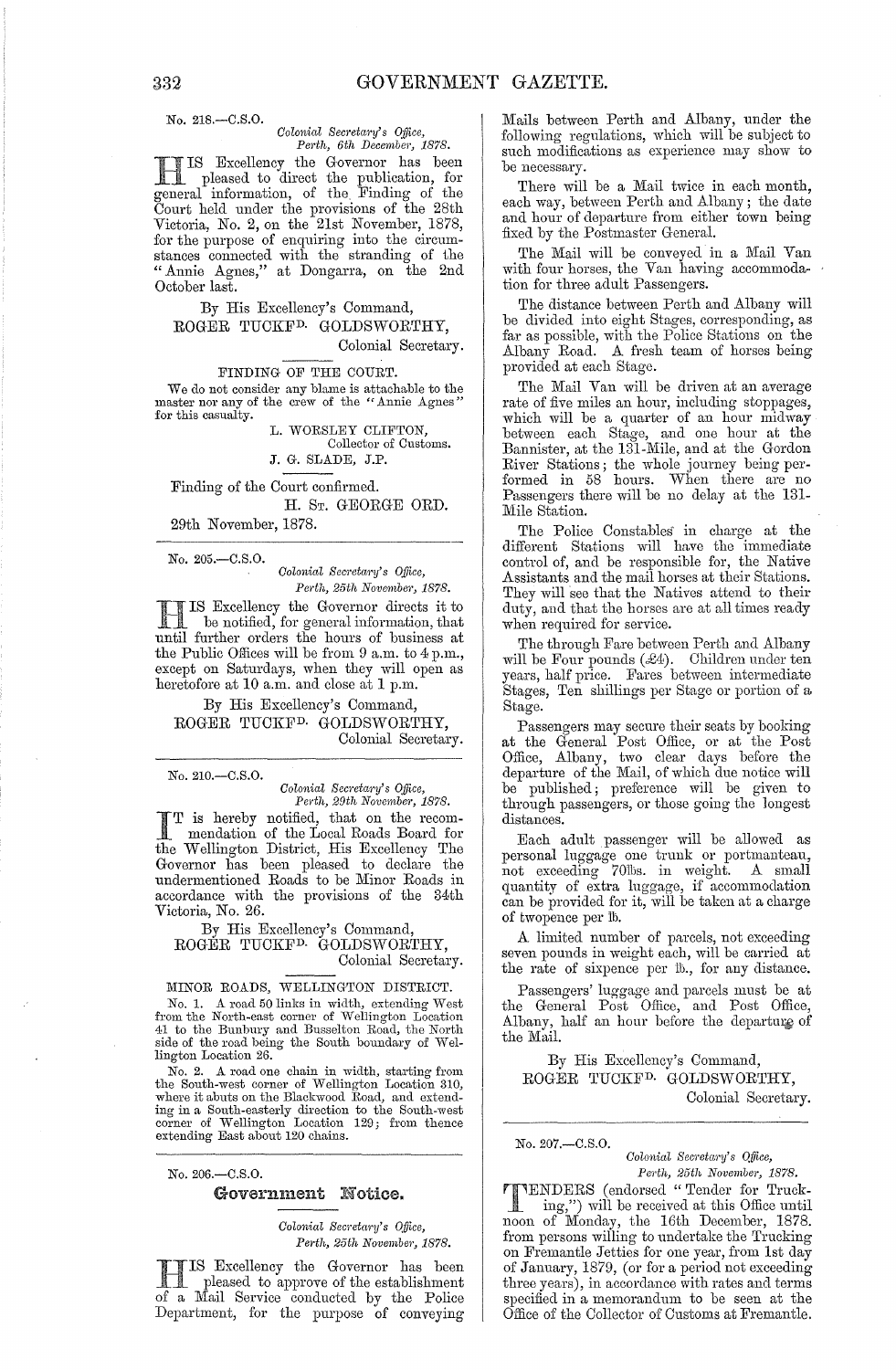No. 218.—C.S.O.

*Colonial Secretary's Office,*
*Perth, 6th December, 1878.*

HIS Excellency the Governor has been pleased to direct the publication, for general information, of the Finding of the Court held under the provisions of the 28th Victoria, No. 2, on the 21st November, 1878, for the purpose of enquiring into the circumstances connected with the stranding of the "Annie Agnes," at Dongarra, on the 2nd October last.

By His Excellency's Command,
ROGER TUCKFD. GOLDSWORTHY,
Colonial Secretary.

FINDING OF THE COURT.

We do not consider any blame is attachable to the master nor any of the crew of the "Annie Agnes" for this casualty.

L. WORSLEY CLIFTON,
Collector of Customs.
J. G. SLADE, J.P.

Finding of the Court confirmed.

H. ST. GEORGE ORD.

29th November, 1878.

---

No. 205.—C.S.O.

*Colonial Secretary's Office,*
*Perth, 25th November, 1878.*

HIS Excellency the Governor directs it to be notified, for general information, that until further orders the hours of business at the Public Offices will be from 9 a.m. to 4 p.m., except on Saturdays, when they will open as heretofore at 10 a.m. and close at 1 p.m.

By His Excellency's Command,
ROGER TUCKFD. GOLDSWORTHY,
Colonial Secretary.

---

No. 210.—C.S.O.

*Colonial Secretary's Office,*
*Perth, 29th November, 1878.*

IT is hereby notified, that on the recommendation of the Local Roads Board for the Wellington District, His Excellency The Governor has been pleased to declare the undermentioned Roads to be Minor Roads in accordance with the provisions of the 34th Victoria, No. 26.

By His Excellency's Command,
ROGER TUCKFD. GOLDSWORTHY,
Colonial Secretary.

MINOR ROADS, WELLINGTON DISTRICT.

No. 1. A road 50 links in width, extending West from the North-east corner of Wellington Location 41 to the Bunbury and Busselton Road, the North side of the road being the South boundary of Wellington Location 26.

No. 2. A road one chain in width, starting from the South-west corner of Wellington Location 310, where it abuts on the Blackwood Road, and extending in a South-easterly direction to the South-west corner of Wellington Location 129; from thence extending East about 120 chains.

---

No. 206.—C.S.O.

## Government Notice.

*Colonial Secretary's Office,*
*Perth, 25th November, 1878.*

HIS Excellency the Governor has been pleased to approve of the establishment of a Mail Service conducted by the Police Department, for the purpose of conveying Mails between Perth and Albany, under the following regulations, which will be subject to such modifications as experience may show to be necessary.

There will be a Mail twice in each month, each way, between Perth and Albany; the date and hour of departure from either town being fixed by the Postmaster General.

The Mail will be conveyed in a Mail Van with four horses, the Van having accommodation for three adult Passengers.

The distance between Perth and Albany will be divided into eight Stages, corresponding, as far as possible, with the Police Stations on the Albany Road. A fresh team of horses being provided at each Stage.

The Mail Van will be driven at an average rate of five miles an hour, including stoppages, which will be a quarter of an hour midway between each Stage, and one hour at the Bannister, at the 131-Mile, and at the Gordon River Stations; the whole journey being performed in 58 hours. When there are no Passengers there will be no delay at the 131-Mile Station.

The Police Constables in charge at the different Stations will have the immediate control of, and be responsible for, the Native Assistants and the mail horses at their Stations. They will see that the Natives attend to their duty, and that the horses are at all times ready when required for service.

The through Fare between Perth and Albany will be Four pounds (£4). Children under ten years, half price. Fares between intermediate Stages, Ten shillings per Stage or portion of a Stage.

Passengers may secure their seats by booking at the General Post Office, or at the Post Office, Albany, two clear days before the departure of the Mail, of which due notice will be published; preference will be given to through passengers, or those going the longest distances.

Each adult passenger will be allowed as personal luggage one trunk or portmanteau, not exceeding 70lbs. in weight. A small quantity of extra luggage, if accommodation can be provided for it, will be taken at a charge of twopence per lb.

A limited number of parcels, not exceeding seven pounds in weight each, will be carried at the rate of sixpence per lb., for any distance.

Passengers' luggage and parcels must be at the General Post Office, and Post Office, Albany, half an hour before the departure of the Mail.

By His Excellency's Command,
ROGER TUCKFD. GOLDSWORTHY,
Colonial Secretary.

---

No. 207.—C.S.O.

*Colonial Secretary's Office,*
*Perth, 25th November, 1878.*

TENDERS (endorsed "Tender for Trucking,") will be received at this Office until noon of Monday, the 16th December, 1878. from persons willing to undertake the Trucking on Fremantle Jetties for one year, from 1st day of January, 1879, (or for a period not exceeding three years), in accordance with rates and terms specified in a memorandum to be seen at the Office of the Collector of Customs at Fremantle.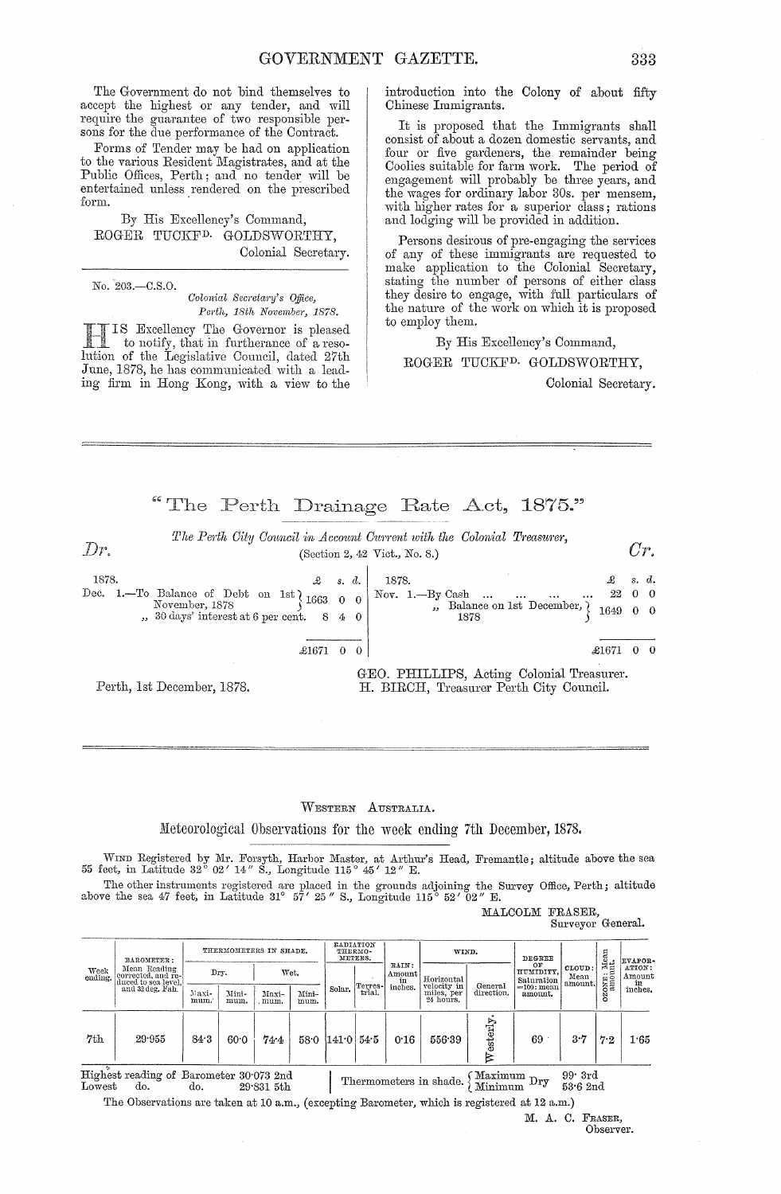The Government do not bind themselves to accept the highest or any tender, and will require the guarantee of two responsible persons for the due performance of the Contract.

Forms of Tender may be had on application to the various Resident Magistrates, and at the Public Offices, Perth; and no tender will be entertained unless rendered on the prescribed form.

By His Excellency's Command,

ROGER TUCKFD. GOLDSWORTHY,
Colonial Secretary.

---

No. 203.—C.S.O.

*Colonial Secretary's Office,*
*Perth, 18th November, 1878.*

HIS Excellency The Governor is pleased to notify, that in furtherance of a resolution of the Legislative Council, dated 27th June, 1878, he has communicated with a leading firm in Hong Kong, with a view to the introduction into the Colony of about fifty Chinese Immigrants.

It is proposed that the Immigrants shall consist of about a dozen domestic servants, and four or five gardeners, the remainder being Coolies suitable for farm work. The period of engagement will probably be three years, and the wages for ordinary labor 30s. per mensem, with higher rates for a superior class; rations and lodging will be provided in addition.

Persons desirous of pre-engaging the services of any of these immigrants are requested to make application to the Colonial Secretary, stating the number of persons of either class they desire to engage, with full particulars of the nature of the work on which it is proposed to employ them.

By His Excellency's Command,

ROGER TUCKFD. GOLDSWORTHY,
Colonial Secretary.

---

## "The Perth Drainage Rate Act, 1875."

*The Perth City Council in Account Current with the Colonial Treasurer,*
(Section 2, 42 Vict., No. 8.)

| Dr. | £ | s. | d. | Cr. | £ | s. | d. |
|---|---|---|---|---|---|---|---|
| 1878. | | | | 1878. | | | |
| Dec. 1.—To Balance of Debt on 1st November, 1878 | 1663 | 0 | 0 | Nov. 1.—By Cash ... ... ... ... | 22 | 0 | 0 |
| „ 30 days' interest at 6 per cent. | 8 | 4 | 0 | „ Balance on 1st December, 1878 | 1649 | 0 | 0 |
| | £1671 | 0 | 0 | | £1671 | 0 | 0 |

Perth, 1st December, 1878.

GEO. PHILLIPS, Acting Colonial Treasurer.
H. BIRCH, Treasurer Perth City Council.

---

WESTERN AUSTRALIA.

### Meteorological Observations for the week ending 7th December, 1878.

WIND Registered by Mr. Forsyth, Harbor Master, at Arthur's Head, Fremantle; altitude above the sea 55 feet, in Latitude 32° 02′ 14″ S., Longitude 115° 45′ 12″ E.

The other instruments registered are placed in the grounds adjoining the Survey Office, Perth; altitude above the sea 47 feet, in Latitude 31° 57′ 25″ S., Longitude 115° 52′ 02″ E.

MALCOLM FRASER,
Surveyor General.

| Week ending. | BAROMETER: Mean Reading corrected, and reduced to sea level, and 32 deg. Fah. | THERMOMETERS IN SHADE. Dry. Maximum. | Dry. Minimum. | Wet. Maximum. | Wet. Minimum. | RADIATION THERMOMETERS. Solar. | Terrestrial. | RAIN: Amount in inches. | WIND. Horizontal velocity in miles, per 24 hours. | WIND. General direction. | DEGREE OF HUMIDITY, Saturation =100: mean amount. | CLOUD: Mean amount. | OZONE: Mean amount. | EVAPORATION: Amount in inches. |
|---|---|---|---|---|---|---|---|---|---|---|---|---|---|---|
| 7th | 29·955 | 84·3 | 60·0 | 74·4 | 58·0 | 141·0 | 54·5 | 0·16 | 556·39 | Westerly. | 69 | 3·7 | 7·2 | 1·65 |

Highest reading of Barometer 30·073 2nd
Lowest do. do. 29·831 5th

Thermometers in shade. Maximum Dry 99· 3rd; Minimum Dry 53·6 2nd

The Observations are taken at 10 a.m., (excepting Barometer, which is registered at 12 a.m.)

M. A. C. FRASER,
Observer.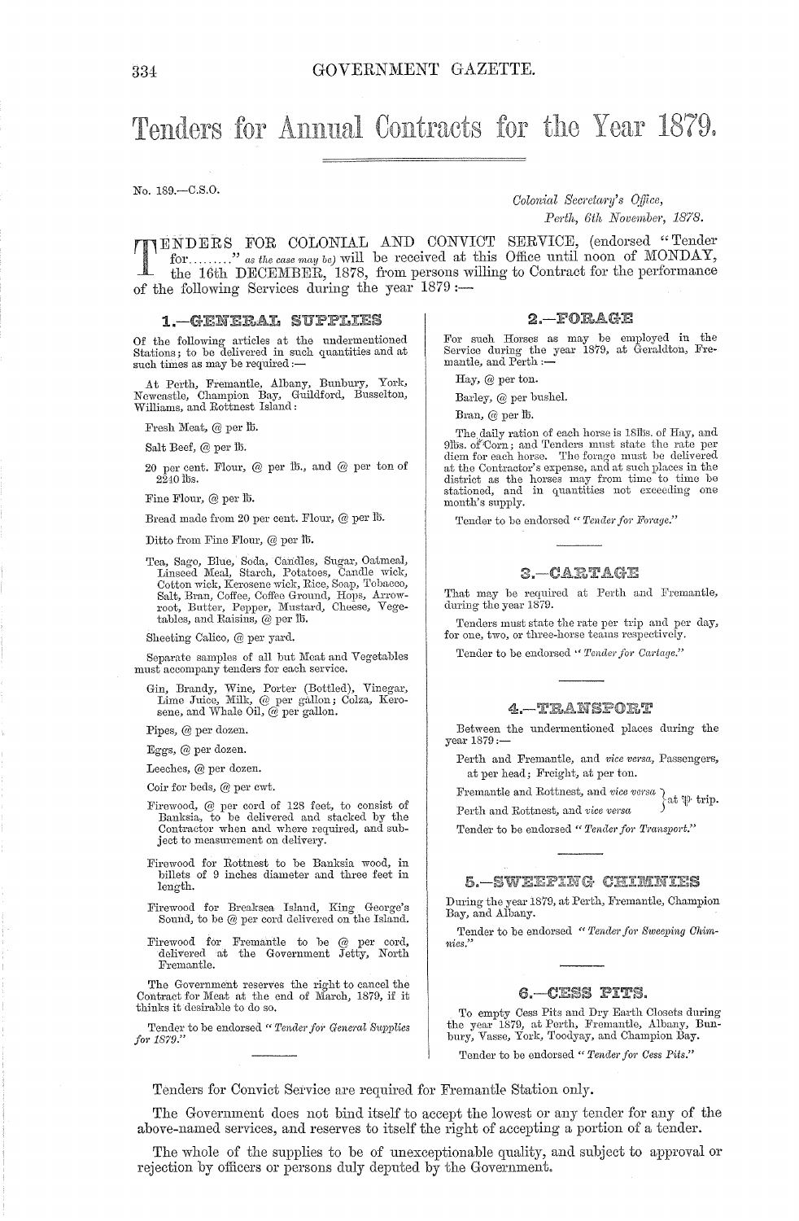# Tenders for Annual Contracts for the Year 1879.

No. 189.—C.S.O.

*Colonial Secretary's Office,*
*Perth, 6th November, 1878.*

TENDERS FOR COLONIAL AND CONVICT SERVICE, (endorsed "Tender for........" *as the case may be*) will be received at this Office until noon of MONDAY, the 16th DECEMBER, 1878, from persons willing to Contract for the performance of the following Services during the year 1879:—

## 1.—GENERAL SUPPLIES

Of the following articles at the undermentioned Stations; to be delivered in such quantities and at such times as may be required:—

At Perth, Fremantle, Albany, Bunbury, York, Newcastle, Champion Bay, Guildford, Busselton, Williams, and Rottnest Island:

Fresh Meat, @ per lb.

Salt Beef, @ per lb.

20 per cent. Flour, @ per lb., and @ per ton of 2240 lbs.

Fine Flour, @ per lb.

Bread made from 20 per cent. Flour, @ per lb.

Ditto from Fine Flour, @ per lb.

Tea, Sago, Blue, Soda, Candles, Sugar, Oatmeal, Linseed Meal, Starch, Potatoes, Candle wick, Cotton wick, Kerosene wick, Rice, Soap, Tobacco, Salt, Bran, Coffee, Coffee Ground, Hops, Arrowroot, Butter, Pepper, Mustard, Cheese, Vegetables, and Raisins, @ per lb.

Sheeting Calico, @ per yard.

Separate samples of all but Meat and Vegetables must accompany tenders for each service.

Gin, Brandy, Wine, Porter (Bottled), Vinegar, Lime Juice, Milk, @ per gallon; Colza, Kerosene, and Whale Oil, @ per gallon.

Pipes, @ per dozen.

Eggs, @ per dozen.

Leeches, @ per dozen.

Coir for beds, @ per cwt.

Firewood, @ per cord of 128 feet, to consist of Banksia, to be delivered and stacked by the Contractor when and where required, and subject to measurement on delivery.

Firewood for Rottnest to be Banksia wood, in billets of 9 inches diameter and three feet in length.

Firewood for Breaksea Island, King George's Sound, to be @ per cord delivered on the Island.

Firewood for Fremantle to be @ per cord, delivered at the Government Jetty, North Fremantle.

The Government reserves the right to cancel the Contract for Meat at the end of March, 1879, if it thinks it desirable to do so.

Tender to be endorsed "*Tender for General Supplies for 1879.*"

## 2.—FORAGE

For such Horses as may be employed in the Service during the year 1879, at Geraldton, Fremantle, and Perth:—

Hay, @ per ton.

Barley, @ per bushel.

Bran, @ per lb.

The daily ration of each horse is 18lbs. of Hay, and 9lbs. of Corn; and Tenders must state the rate per diem for each horse. The forage must be delivered at the Contractor's expense, and at such places in the district as the horses may from time to time be stationed, and in quantities not exceeding one month's supply.

Tender to be endorsed "*Tender for Forage.*"

## 3.—CARTAGE

That may be required at Perth and Fremantle, during the year 1879.

Tenders must state the rate per trip and per day, for one, two, or three-horse teams respectively.

Tender to be endorsed "*Tender for Cartage.*"

## 4.—TRANSPORT

Between the undermentioned places during the year 1879:—

Perth and Fremantle, and *vice versa*, Passengers, at per head; Freight, at per ton.

Fremantle and Rottnest, and *vice versa* } at ℔ trip.
Perth and Rottnest, and *vice versa* }

Tender to be endorsed "*Tender for Transport.*"

## 5.—SWEEPING CHIMNIES

During the year 1879, at Perth, Fremantle, Champion Bay, and Albany.

Tender to be endorsed "*Tender for Sweeping Chimnies.*"

## 6.—CESS PITS.

To empty Cess Pits and Dry Earth Closets during the year 1879, at Perth, Fremantle, Albany, Bunbury, Vasse, York, Toodyay, and Champion Bay.

Tender to be endorsed "*Tender for Cess Pits.*"

Tenders for Convict Service are required for Fremantle Station only.

The Government does not bind itself to accept the lowest or any tender for any of the above-named services, and reserves to itself the right of accepting a portion of a tender.

The whole of the supplies to be of unexceptionable quality, and subject to approval or rejection by officers or persons duly deputed by the Government.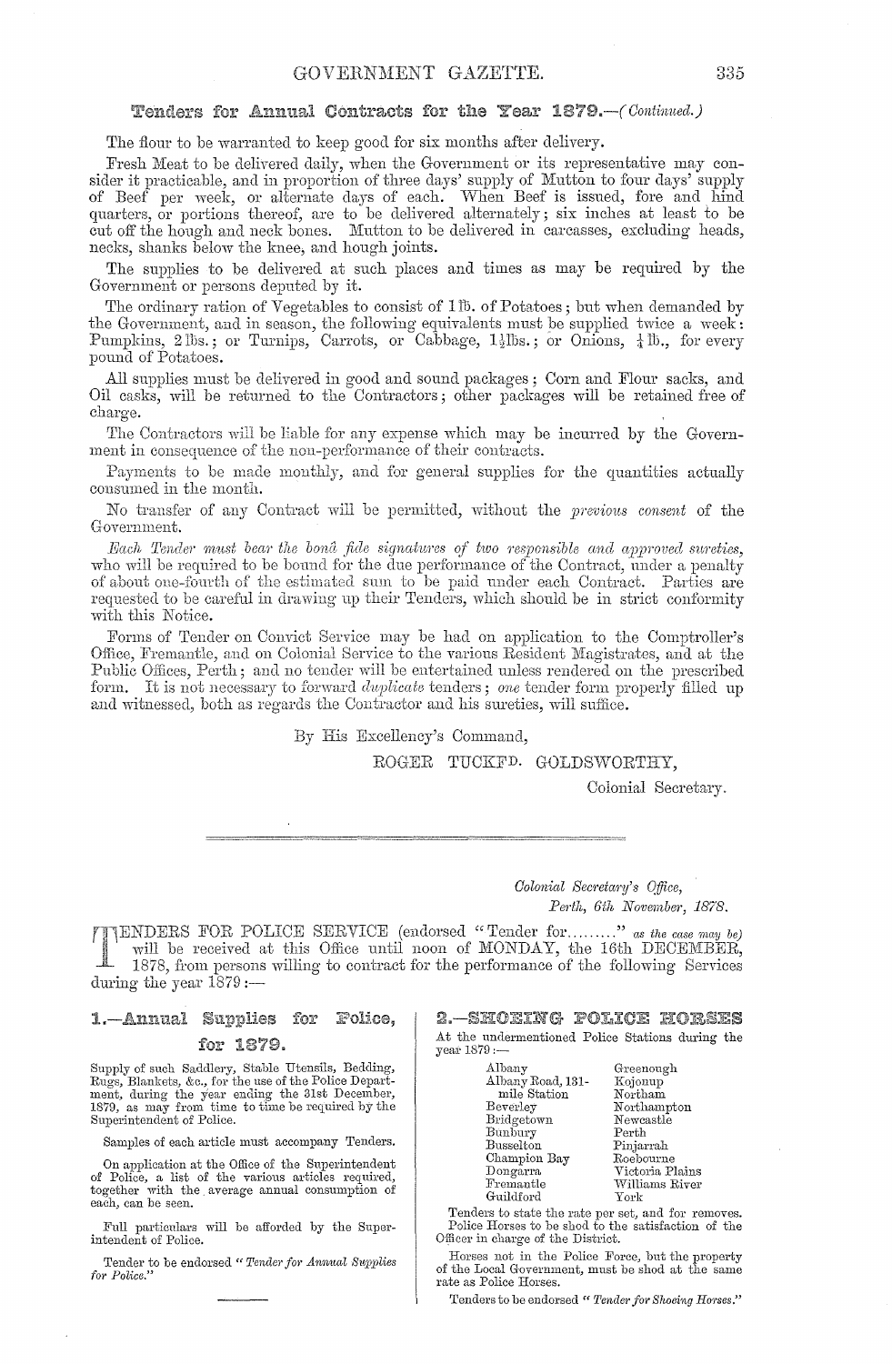## Tenders for Annual Contracts for the Year 1879.—*(Continued.)*

The flour to be warranted to keep good for six months after delivery.

Fresh Meat to be delivered daily, when the Government or its representative may consider it practicable, and in proportion of three days' supply of Mutton to four days' supply of Beef per week, or alternate days of each. When Beef is issued, fore and hind quarters, or portions thereof, are to be delivered alternately; six inches at least to be cut off the hough and neck bones. Mutton to be delivered in carcasses, excluding heads, necks, shanks below the knee, and hough joints.

The supplies to be delivered at such places and times as may be required by the Government or persons deputed by it.

The ordinary ration of Vegetables to consist of 1 lb. of Potatoes; but when demanded by the Government, and in season, the following equivalents must be supplied twice a week: Pumpkins, 2 lbs.; or Turnips, Carrots, or Cabbage, 1½ lbs.; or Onions, ¼ lb., for every pound of Potatoes.

All supplies must be delivered in good and sound packages; Corn and Flour sacks, and Oil casks, will be returned to the Contractors; other packages will be retained free of charge.

The Contractors will be liable for any expense which may be incurred by the Government in consequence of the non-performance of their contracts.

Payments to be made monthly, and for general supplies for the quantities actually consumed in the month.

No transfer of any Contract will be permitted, without the *previous consent* of the Government.

*Each Tender must bear the bonâ fide signatures of two responsible and approved sureties,* who will be required to be bound for the due performance of the Contract, under a penalty of about one-fourth of the estimated sum to be paid under each Contract. Parties are requested to be careful in drawing up their Tenders, which should be in strict conformity with this Notice.

Forms of Tender on Convict Service may be had on application to the Comptroller's Office, Fremantle, and on Colonial Service to the various Resident Magistrates, and at the Public Offices, Perth; and no tender will be entertained unless rendered on the prescribed form. It is not necessary to forward *duplicate* tenders; *one* tender form properly filled up and witnessed, both as regards the Contractor and his sureties, will suffice.

By His Excellency's Command,

ROGER TUCKFD. GOLDSWORTHY,

Colonial Secretary.

---

*Colonial Secretary's Office,*
*Perth, 6th November, 1878.*

TENDERS FOR POLICE SERVICE (endorsed "Tender for........" *as the case may be*) will be received at this Office until noon of MONDAY, the 16th DECEMBER, 1878, from persons willing to contract for the performance of the following Services during the year 1879:—

### 1.—Annual Supplies for Police, for 1879.

Supply of such Saddlery, Stable Utensils, Bedding, Rugs, Blankets, &c., for the use of the Police Department, during the year ending the 31st December, 1879, as may from time to time be required by the Superintendent of Police.

Samples of each article must accompany Tenders.

On application at the Office of the Superintendent of Police, a list of the various articles required, together with the average annual consumption of each, can be seen.

Full particulars will be afforded by the Superintendent of Police.

Tender to be endorsed *"Tender for Annual Supplies for Police."*

### 2.—SHOEING POLICE HORSES

At the undermentioned Police Stations during the year 1879:—

| | |
|---|---|
| Albany | Greenough |
| Albany Road, 131-mile Station | Kojonup |
| Beverley | Northam |
| Bridgetown | Northampton |
| Bunbury | Newcastle |
| Busselton | Perth |
| Champion Bay | Pinjarrah |
| Dongarra | Roebourne |
| Fremantle | Victoria Plains |
| Guildford | Williams River |
| | York |

Tenders to state the rate per set, and for removes. Police Horses to be shod to the satisfaction of the Officer in charge of the District.

Horses not in the Police Force, but the property of the Local Government, must be shod at the same rate as Police Horses.

Tenders to be endorsed *"Tender for Shoeing Horses."*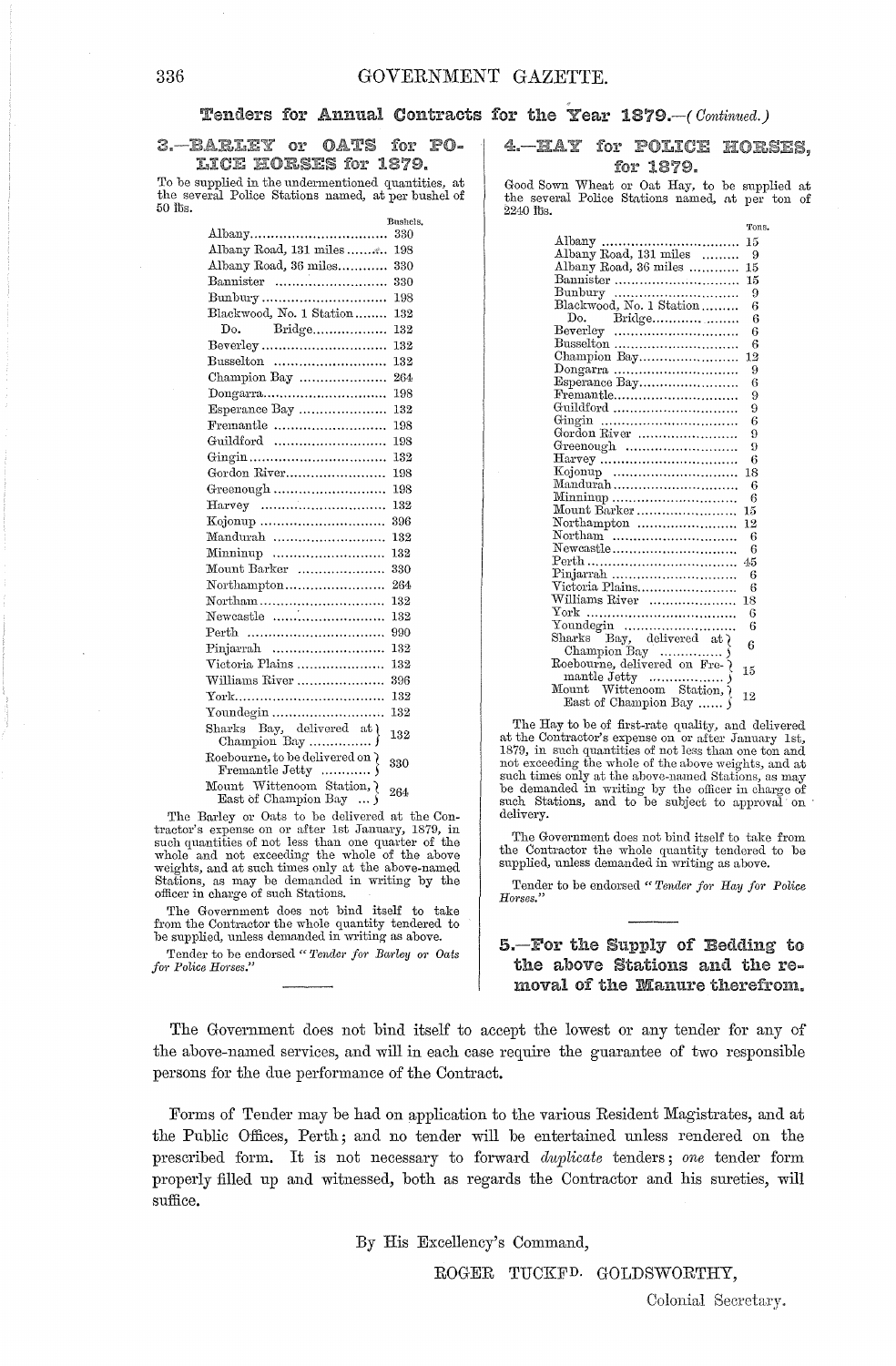## Tenders for Annual Contracts for the Year 1879.—*(Continued.)*

### 3.—BARLEY or OATS for POLICE HORSES for 1879.

To be supplied in the undermentioned quantities, at the several Police Stations named, at per bushel of 50 lbs.

| | Bushels. |
|---|---|
| Albany | 330 |
| Albany Road, 131 miles | 198 |
| Albany Road, 36 miles | 330 |
| Bannister | 330 |
| Bunbury | 198 |
| Blackwood, No. 1 Station | 132 |
| Do. Bridge | 132 |
| Beverley | 132 |
| Busselton | 132 |
| Champion Bay | 264 |
| Dongarra | 198 |
| Esperance Bay | 132 |
| Fremantle | 198 |
| Guildford | 198 |
| Gingin | 132 |
| Gordon River | 198 |
| Greenough | 198 |
| Harvey | 132 |
| Kojonup | 396 |
| Mandurah | 132 |
| Minninup | 132 |
| Mount Barker | 330 |
| Northampton | 264 |
| Northam | 132 |
| Newcastle | 132 |
| Perth | 990 |
| Pinjarrah | 132 |
| Victoria Plains | 132 |
| Williams River | 396 |
| York | 132 |
| Youndegin | 132 |
| Sharks Bay, delivered at Champion Bay | 132 |
| Roebourne, to be delivered on Fremantle Jetty | 330 |
| Mount Wittenoom Station, East of Champion Bay | 264 |

The Barley or Oats to be delivered at the Contractor's expense on or after 1st January, 1879, in such quantities of not less than one quarter of the whole and not exceeding the whole of the above weights, and at such times only at the above-named Stations, as may be demanded in writing by the officer in charge of such Stations.

The Government does not bind itself to take from the Contractor the whole quantity tendered to be supplied, unless demanded in writing as above.

Tender to be endorsed "*Tender for Barley or Oats for Police Horses.*"

### 4.—HAY for POLICE HORSES, for 1879.

Good Sown Wheat or Oat Hay, to be supplied at the several Police Stations named, at per ton of 2240 lbs.

| | Tons. |
|---|---|
| Albany | 15 |
| Albany Road, 131 miles | 9 |
| Albany Road, 36 miles | 15 |
| Bannister | 15 |
| Bunbury | 9 |
| Blackwood, No. 1 Station | 6 |
| Do. Bridge | 6 |
| Beverley | 6 |
| Busselton | 6 |
| Champion Bay | 12 |
| Dongarra | 9 |
| Esperance Bay | 6 |
| Fremantle | 9 |
| Guildford | 9 |
| Gingin | 6 |
| Gordon River | 9 |
| Greenough | 9 |
| Harvey | 6 |
| Kojonup | 18 |
| Mandurah | 6 |
| Minninup | 6 |
| Mount Barker | 15 |
| Northampton | 12 |
| Northam | 6 |
| Newcastle | 6 |
| Perth | 45 |
| Pinjarrah | 6 |
| Victoria Plains | 6 |
| Williams River | 18 |
| York | 6 |
| Youndegin | 6 |
| Sharks Bay, delivered at Champion Bay | 6 |
| Roebourne, delivered on Fremantle Jetty | 15 |
| Mount Wittenoom Station, East of Champion Bay | 12 |

The Hay to be of first-rate quality, and delivered at the Contractor's expense on or after January 1st, 1879, in such quantities of not less than one ton and not exceeding the whole of the above weights, and at such times only at the above-named Stations, as may be demanded in writing by the officer in charge of such Stations, and to be subject to approval on delivery.

The Government does not bind itself to take from the Contractor the whole quantity tendered to be supplied, unless demanded in writing as above.

Tender to be endorsed "*Tender for Hay for Police Horses.*"

### 5.—For the Supply of Bedding to the above Stations and the removal of the Manure therefrom.

The Government does not bind itself to accept the lowest or any tender for any of the above-named services, and will in each case require the guarantee of two responsible persons for the due performance of the Contract.

Forms of Tender may be had on application to the various Resident Magistrates, and at the Public Offices, Perth; and no tender will be entertained unless rendered on the prescribed form. It is not necessary to forward *duplicate* tenders; *one* tender form properly filled up and witnessed, both as regards the Contractor and his sureties, will suffice.

By His Excellency's Command,

ROGER TUCKFD. GOLDSWORTHY,

Colonial Secretary.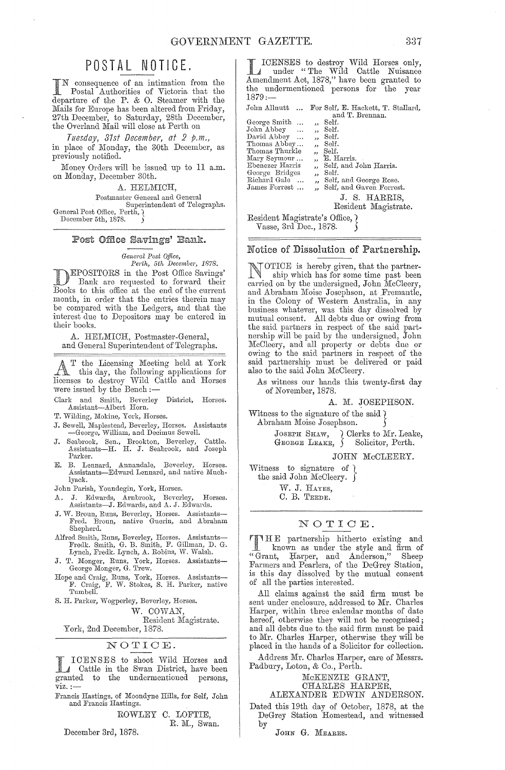# POSTAL NOTICE.

In consequence of an intimation from the Postal Authorities of Victoria that the departure of the P. & O. Steamer with the Mails for Europe has been altered from Friday, 27th December, to Saturday, 28th December, the Overland Mail will close at Perth on

*Tuesday, 31st December, at 2 p.m.,*

in place of Monday, the 30th December, as previously notified.

Money Orders will be issued up to 11 a.m. on Monday, December 30th.

A. HELMICH,
Postmaster General and General Superintendent of Telegraphs.

General Post Office, Perth,
December 5th, 1878.

---

## Post Office Savings' Bank.

*General Post Office,*
*Perth, 5th December, 1878.*

Depositors in the Post Office Savings' Bank are requested to forward their Books to this office at the end of the current month, in order that the entries therein may be compared with the Ledgers, and that the interest due to Depositors may be entered in their books.

A. HELMICH, Postmaster-General,
and General Superintendent of Telegraphs.

---

At the Licensing Meeting held at York this day, the following applications for licenses to destroy Wild Cattle and Horses were issued by the Bench :—

Clark and Smith, Beverley District, Horses. Assistant—Albert Horn.

T. Wilding, Mokine, York, Horses.

J. Sewell, Maplestead, Beverley, Horses. Assistants—George, William, and Decimus Sewell.

J. Seabrook, Sen., Brookton, Beverley, Cattle. Assistants—H. H. J. Seabrook, and Joseph Parker.

E. B. Lennard, Annandale, Beverley, Horses. Assistants—Edward Lennard, and native Muchlyack.

John Parish, Youndegin, York, Horses.

A. J. Edwards, Arnbrook, Beverley, Horses. Assistants—J. Edwards, and A. J. Edwards.

J. W. Broun, Runs, Beverley, Horses. Assistants—Fred. Broun, native Guerin, and Abraham Shepherd.

Alfred Smith, Runs, Beverley, Horses. Assistants—Fredk. Smith, G. B. Smith, F. Gillman, D. G. Lynch, Fredk. Lynch, A. Robins, W. Walsh.

J. T. Monger, Runs, York, Horses. Assistants—George Monger, G. Trew.

Hope and Craig, Runs, York, Horses. Assistants—F. Craig, F. W. Stokes, S. H. Parker, native Tumbell.

S. H. Parker, Wogperley, Beverley, Horses.

W. COWAN,
Resident Magistrate.

York, 2nd December, 1878.

---

## NOTICE.

Licenses to shoot Wild Horses and Cattle in the Swan District, have been granted to the undermentioned persons, viz. :—

Francis Hastings, of Moondyne Hills, for Self, John and Francis Hastings.

ROWLEY C. LOFTIE,
R. M., Swan.

December 3rd, 1878.

---

Licenses to destroy Wild Horses only, under "The Wild Cattle Nuisance Amendment Act, 1878," have been granted to the undermentioned persons for the year 1879:—

| | |
|---|---|
| John Allnutt ... | For Self, E. Hackett, T. Stallard, and T. Brennan. |
| George Smith ... | " Self. |
| John Abbey ... | " Self. |
| David Abbey ... | " Self. |
| Thomas Abbey ... | " Self. |
| Thomas Thurkle | " Self. |
| Mary Seymour ... | " E. Harris. |
| Ebenezer Harris | " Self, and John Harris. |
| George Bridges | " Self. |
| Richard Gale ... | " Self, and George Rose. |
| James Forrest ... | " Self, and Gaven Forrest. |

J. S. HARRIS,
Resident Magistrate.

Resident Magistrate's Office,
Vasse, 3rd Dec., 1878.

---

## Notice of Dissolution of Partnership.

Notice is hereby given, that the partnership which has for some time past been carried on by the undersigned, John McCleery, and Abraham Moise Josephson, at Fremantle, in the Colony of Western Australia, in any business whatever, was this day dissolved by mutual consent. All debts due or owing from the said partners in respect of the said partnership will be paid by the undersigned, John McCleery, and all property or debts due or owing to the said partners in respect of the said partnership must be delivered or paid also to the said John McCleery.

As witness our hands this twenty-first day of November, 1878.

A. M. JOSEPHSON.

Witness to the signature of the said Abraham Moise Josephson.

Joseph Shaw, George Leake, Clerks to Mr. Leake, Solicitor, Perth.

JOHN McCLEERY.

Witness to signature of the said John McCleery.

W. J. Hayes,
C. B. Teede.

---

## NOTICE.

The partnership hitherto existing and known as under the style and firm of "Grant, Harper, and Anderson," Sheep Farmers and Pearlers, of the DeGrey Station, is this day dissolved by the mutual consent of all the parties interested.

All claims against the said firm must be sent under enclosure, addressed to Mr. Charles Harper, within three calendar months of date hereof, otherwise they will not be recognised; and all debts due to the said firm must be paid to Mr. Charles Harper, otherwise they will be placed in the hands of a Solicitor for collection.

Address Mr. Charles Harper, care of Messrs. Padbury, Loton, & Co., Perth.

McKENZIE GRANT,
CHARLES HARPER,
ALEXANDER EDWIN ANDERSON.

Dated this 19th day of October, 1878, at the DeGrey Station Homestead, and witnessed by

John G. Meares.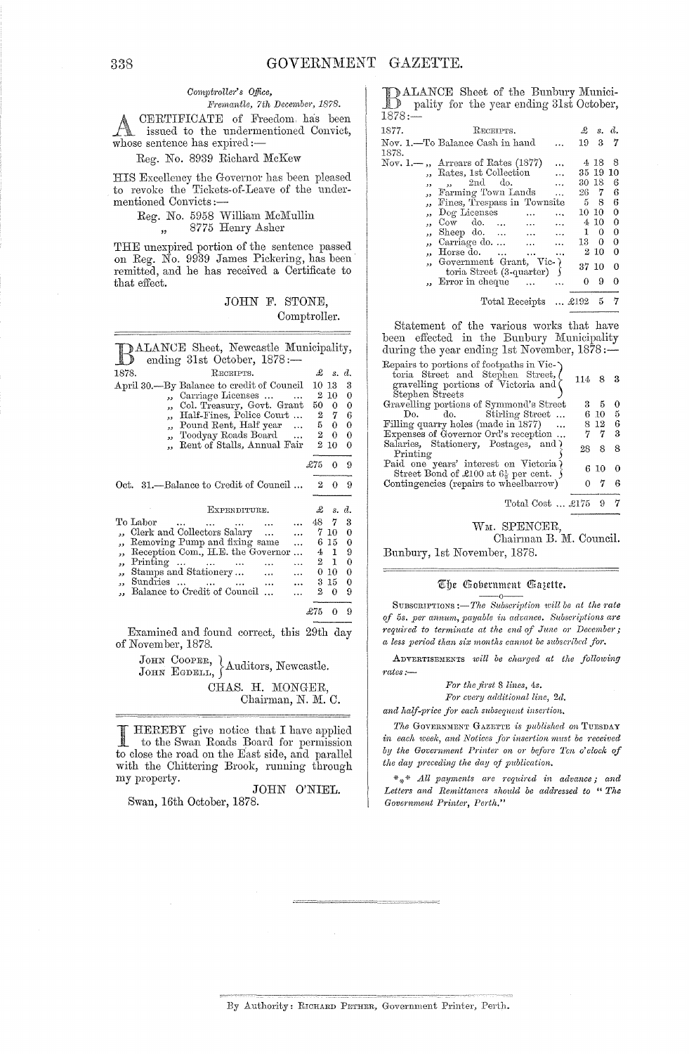*Comptroller's Office,*
*Fremantle, 7th December, 1878.*

A CERTIFICATE of Freedom has been issued to the undermentioned Convict, whose sentence has expired:—

Reg. No. 8939 Richard McKew

HIS Excellency the Governor has been pleased to revoke the Tickets-of-Leave of the undermentioned Convicts:—

Reg. No. 5958 William McMullin
" 8775 Henry Asher

THE unexpired portion of the sentence passed on Reg. No. 9939 James Pickering, has been remitted, and he has received a Certificate to that effect.

JOHN F. STONE,
Comptroller.

---

BALANCE Sheet, Newcastle Municipality, ending 31st October, 1878:—

| 1878. | RECEIPTS. | £ | s. | d. |
|---|---|---|---|---|
| April 30.— | By Balance to credit of Council | 10 | 13 | 3 |
| | " Carriage Licenses ... ... | 2 | 10 | 0 |
| | " Col. Treasury, Govt. Grant | 50 | 0 | 0 |
| | " Half-Fines, Police Court ... | 2 | 7 | 6 |
| | " Pound Rent, Half year ... | 5 | 0 | 0 |
| | " Toodyay Roads Board ... | 2 | 0 | 0 |
| | " Rent of Stalls, Annual Fair | 2 | 10 | 0 |
| | | £75 | 0 | 9 |
| Oct. 31.— | Balance to Credit of Council ... | 2 | 0 | 9 |

| EXPENDITURE. | £ | s. | d. |
|---|---|---|---|
| To Labor ... ... ... ... ... | 48 | 7 | 3 |
| " Clerk and Collectors Salary ... ... | 7 | 10 | 0 |
| " Removing Pump and fixing same ... | 6 | 15 | 0 |
| " Reception Com., H.E. the Governor ... | 4 | 1 | 9 |
| " Printing ... ... ... ... ... | 2 | 1 | 0 |
| " Stamps and Stationery ... ... ... | 0 | 10 | 0 |
| " Sundries ... ... ... ... ... | 3 | 15 | 0 |
| " Balance to Credit of Council ... ... | 2 | 0 | 9 |
| | £75 | 0 | 9 |

Examined and found correct, this 29th day of November, 1878.

JOHN COOPER, }
JOHN EGDELL, } Auditors, Newcastle.

CHAS. H. MONGER,
Chairman, N. M. C.

---

I HEREBY give notice that I have applied to the Swan Roads Board for permission to close the road on the East side, and parallel with the Chittering Brook, running through my property.

JOHN O'NIEL.

Swan, 16th October, 1878.

---

BALANCE Sheet of the Bunbury Municipality for the year ending 31st October, 1878:—

| 1877. | RECEIPTS. | £ | s. | d. |
|---|---|---|---|---|
| Nov. 1.— | To Balance Cash in hand ... | 19 | 3 | 7 |
| 1878. Nov. 1.— | " Arrears of Rates (1877) ... | 4 | 18 | 8 |
| | " Rates, 1st Collection ... | 35 | 19 | 10 |
| | " " 2nd do. ... | 30 | 18 | 6 |
| | " Farming Town Lands ... | 26 | 7 | 6 |
| | " Fines, Trespass in Townsite | 5 | 8 | 6 |
| | " Dog Licenses ... ... | 10 | 10 | 0 |
| | " Cow do. ... ... ... | 4 | 10 | 0 |
| | " Sheep do. ... ... ... | 1 | 0 | 0 |
| | " Carriage do. ... ... ... | 13 | 0 | 0 |
| | " Horse do. ... ... ... | 2 | 10 | 0 |
| | " Government Grant, Victoria Street (3-quarter) | 37 | 10 | 0 |
| | " Error in cheque ... ... | 0 | 9 | 0 |
| | Total Receipts ... | £192 | 5 | 7 |

Statement of the various works that have been effected in the Bunbury Municipality during the year ending 1st November, 1878:—

| | £ | s. | d. |
|---|---|---|---|
| Repairs to portions of footpaths in Victoria Street and Stephen Street, gravelling portions of Victoria and Stephen Streets | 114 | 8 | 3 |
| Gravelling portions of Symmond's Street | 3 | 5 | 0 |
| Do. do. Stirling Street ... | 6 | 10 | 5 |
| Filling quarry holes (made in 1877) ... | 8 | 12 | 6 |
| Expenses of Governor Ord's reception ... | 7 | 7 | 3 |
| Salaries, Stationery, Postages, and Printing | 28 | 8 | 8 |
| Paid one years' interest on Victoria Street Bond of £100 at 6½ per cent. | 6 | 10 | 0 |
| Contingencies (repairs to wheelbarrow) | 0 | 7 | 6 |
| Total Cost ... | £175 | 9 | 7 |

WM. SPENCER,
Chairman B. M. Council.

Bunbury, 1st November, 1878.

---

## The Government Gazette.

SUBSCRIPTIONS:—*The Subscription will be at the rate of 5s. per annum, payable in advance. Subscriptions are required to terminate at the end of June or December; a less period than six months cannot be subscribed for.*

ADVERTISEMENTS *will be charged at the following rates:—*

*For the first 8 lines, 4s.*
*For every additional line, 2d.*

*and half-price for each subsequent insertion.*

*The* GOVERNMENT GAZETTE *is published on* TUESDAY *in each week, and Notices for insertion must be received by the Government Printer on or before Ten o'clock of the day preceding the day of publication.*

\*\*\* *All payments are required in advance; and Letters and Remittances should be addressed to "The Government Printer, Perth."*

---

By Authority: RICHARD PETHER, Government Printer, Perth.